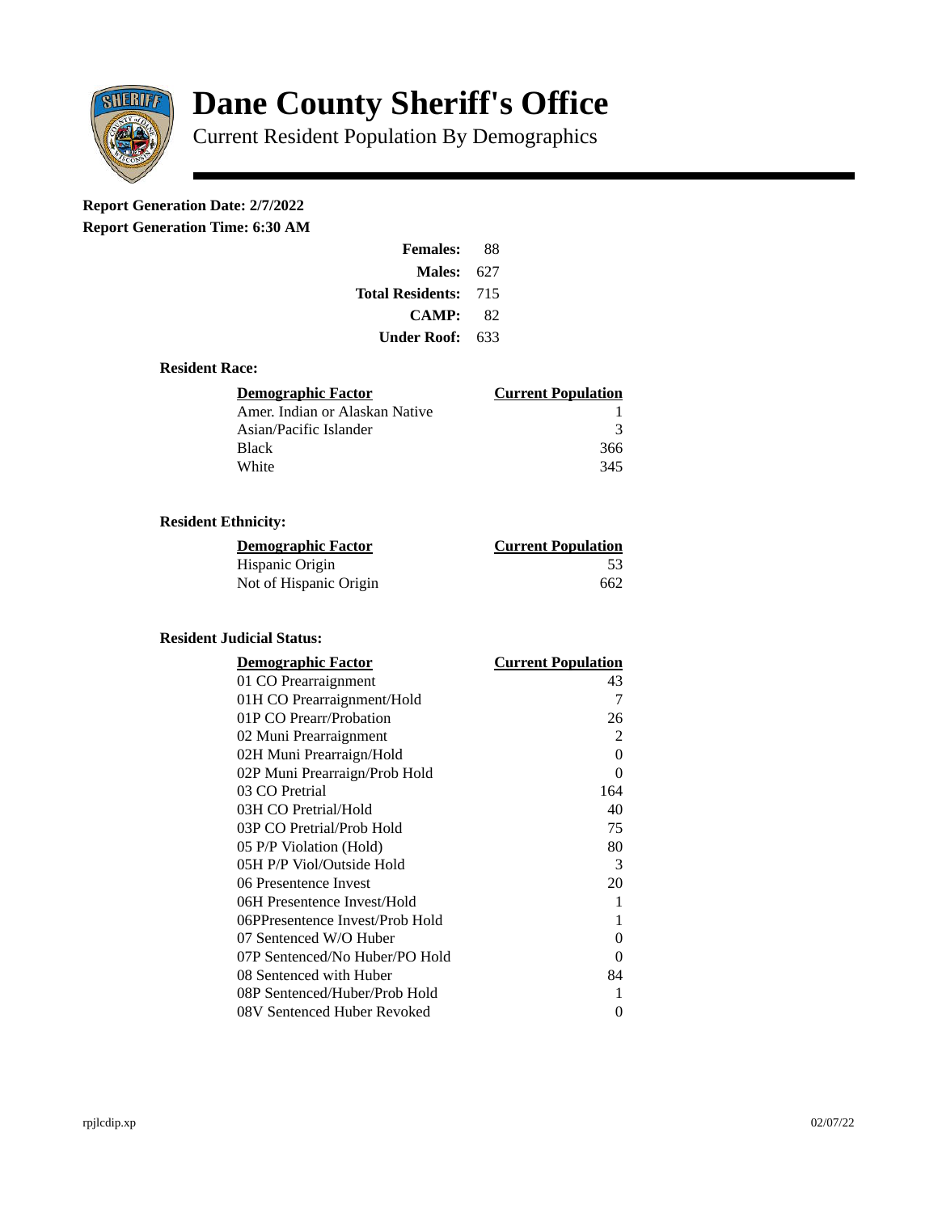# Dane County Sheriff's Office

Current Resident Population By Demographics

**Report Generation Date: 2/7/2022**

**Report Generation Time: 6:30 AM**

| | |
|---|---|
| **Females:** | 88 |
| **Males:** | 627 |
| **Total Residents:** | 715 |
| **CAMP:** | 82 |
| **Under Roof:** | 633 |

### Resident Race:

| Demographic Factor | Current Population |
|---|---|
| Amer. Indian or Alaskan Native | 1 |
| Asian/Pacific Islander | 3 |
| Black | 366 |
| White | 345 |

### Resident Ethnicity:

| Demographic Factor | Current Population |
|---|---|
| Hispanic Origin | 53 |
| Not of Hispanic Origin | 662 |

### Resident Judicial Status:

| Demographic Factor | Current Population |
|---|---|
| 01 CO Prearraignment | 43 |
| 01H CO Prearraignment/Hold | 7 |
| 01P CO Prearr/Probation | 26 |
| 02 Muni Prearraignment | 2 |
| 02H Muni Prearraign/Hold | 0 |
| 02P Muni Prearraign/Prob Hold | 0 |
| 03 CO Pretrial | 164 |
| 03H CO Pretrial/Hold | 40 |
| 03P CO Pretrial/Prob Hold | 75 |
| 05 P/P Violation (Hold) | 80 |
| 05H P/P Viol/Outside Hold | 3 |
| 06 Presentence Invest | 20 |
| 06H Presentence Invest/Hold | 1 |
| 06PPresentence Invest/Prob Hold | 1 |
| 07 Sentenced W/O Huber | 0 |
| 07P Sentenced/No Huber/PO Hold | 0 |
| 08 Sentenced with Huber | 84 |
| 08P Sentenced/Huber/Prob Hold | 1 |
| 08V Sentenced Huber Revoked | 0 |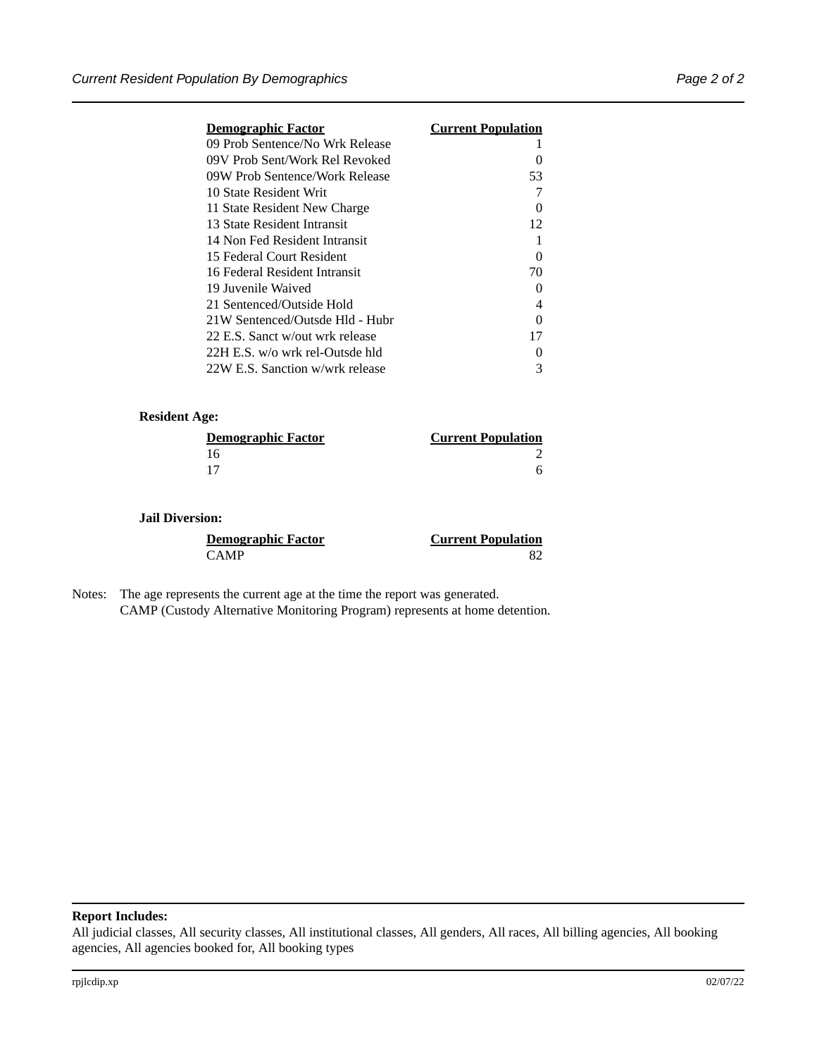| Demographic Factor | Current Population |
|---|---|
| 09 Prob Sentence/No Wrk Release | 1 |
| 09V Prob Sent/Work Rel Revoked | 0 |
| 09W Prob Sentence/Work Release | 53 |
| 10 State Resident Writ | 7 |
| 11 State Resident New Charge | 0 |
| 13 State Resident Intransit | 12 |
| 14 Non Fed Resident Intransit | 1 |
| 15 Federal Court Resident | 0 |
| 16 Federal Resident Intransit | 70 |
| 19 Juvenile Waived | 0 |
| 21 Sentenced/Outside Hold | 4 |
| 21W Sentenced/Outsde Hld - Hubr | 0 |
| 22 E.S. Sanct w/out wrk release | 17 |
| 22H E.S. w/o wrk rel-Outsde hld | 0 |
| 22W E.S. Sanction w/wrk release | 3 |

**Resident Age:**

| Demographic Factor | Current Population |
|---|---|
| 16 | 2 |
| 17 | 6 |

**Jail Diversion:**

| Demographic Factor | Current Population |
|---|---|
| CAMP | 82 |

Notes: The age represents the current age at the time the report was generated.
CAMP (Custody Alternative Monitoring Program) represents at home detention.

**Report Includes:**

All judicial classes, All security classes, All institutional classes, All genders, All races, All billing agencies, All booking agencies, All agencies booked for, All booking types

rpjlcdip.xp 02/07/22